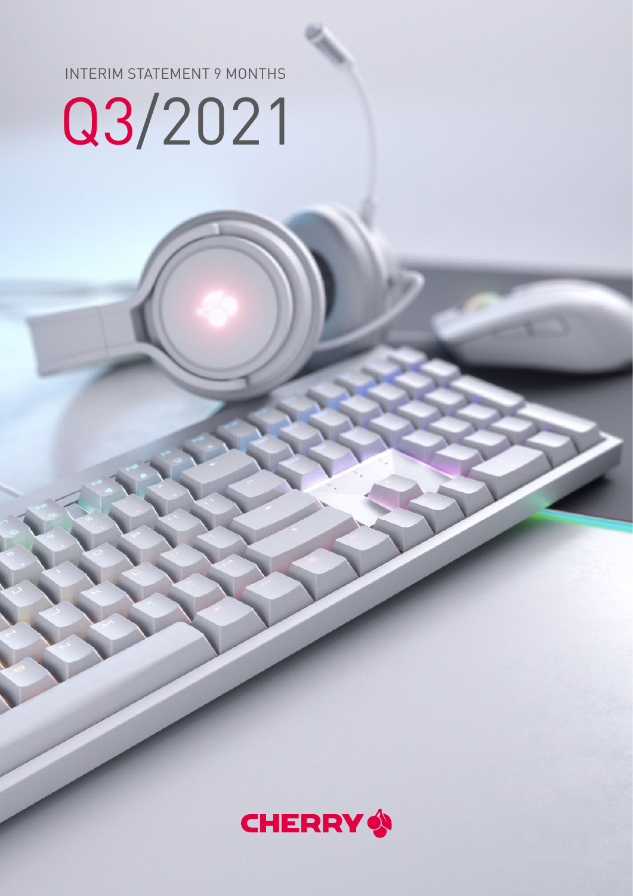INTERIM STATEMENT 9 MONTHS

# Q3/2021

CHERRY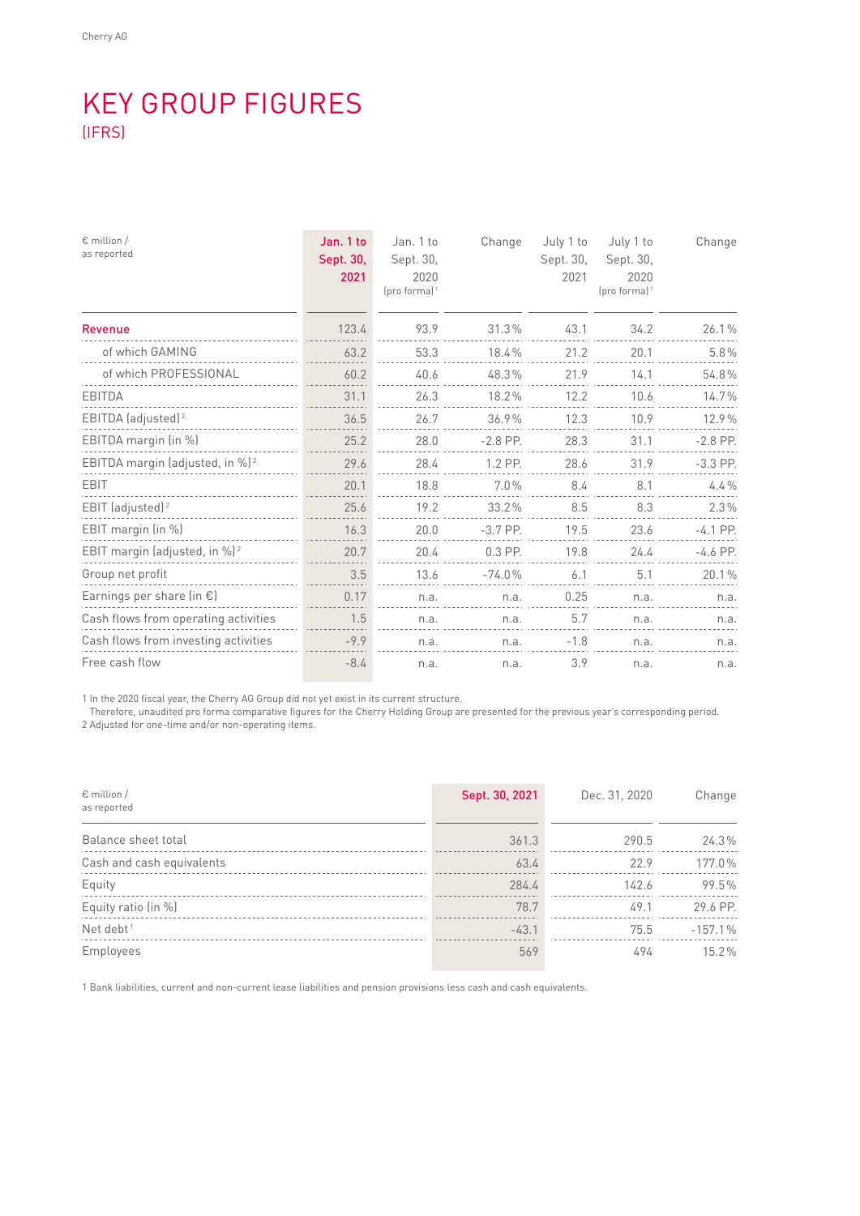# KEY GROUP FIGURES

(IFRS)

| € million / as reported | Jan. 1 to Sept. 30, 2021 | Jan. 1 to Sept. 30, 2020 (pro forma)[1] | Change | July 1 to Sept. 30, 2021 | July 1 to Sept. 30, 2020 (pro forma)[1] | Change |
|---|---|---|---|---|---|---|
| **Revenue** | 123.4 | 93.9 | 31.3% | 43.1 | 34.2 | 26.1% |
| of which GAMING | 63.2 | 53.3 | 18.4% | 21.2 | 20.1 | 5.8% |
| of which PROFESSIONAL | 60.2 | 40.6 | 48.3% | 21.9 | 14.1 | 54.8% |
| EBITDA | 31.1 | 26.3 | 18.2% | 12.2 | 10.6 | 14.7% |
| EBITDA (adjusted)[2] | 36.5 | 26.7 | 36.9% | 12.3 | 10.9 | 12.9% |
| EBITDA margin (in %) | 25.2 | 28.0 | -2.8 PP. | 28.3 | 31.1 | -2.8 PP. |
| EBITDA margin (adjusted, in %)[2] | 29.6 | 28.4 | 1.2 PP. | 28.6 | 31.9 | -3.3 PP. |
| EBIT | 20.1 | 18.8 | 7.0% | 8.4 | 8.1 | 4.4% |
| EBIT (adjusted)[2] | 25.6 | 19.2 | 33.2% | 8.5 | 8.3 | 2.3% |
| EBIT margin (in %) | 16.3 | 20.0 | -3.7 PP. | 19.5 | 23.6 | -4.1 PP. |
| EBIT margin (adjusted, in %)[2] | 20.7 | 20.4 | 0.3 PP. | 19.8 | 24.4 | -4.6 PP. |
| Group net profit | 3.5 | 13.6 | -74.0% | 6.1 | 5.1 | 20.1% |
| Earnings per share (in €) | 0.17 | n.a. | n.a. | 0.25 | n.a. | n.a. |
| Cash flows from operating activities | 1.5 | n.a. | n.a. | 5.7 | n.a. | n.a. |
| Cash flows from investing activities | -9.9 | n.a. | n.a. | -1.8 | n.a. | n.a. |
| Free cash flow | -8.4 | n.a. | n.a. | 3.9 | n.a. | n.a. |

1 In the 2020 fiscal year, the Cherry AG Group did not yet exist in its current structure. Therefore, unaudited pro forma comparative figures for the Cherry Holding Group are presented for the previous year's corresponding period.
2 Adjusted for one-time and/or non-operating items.

| € million / as reported | Sept. 30, 2021 | Dec. 31, 2020 | Change |
|---|---|---|---|
| Balance sheet total | 361.3 | 290.5 | 24.3% |
| Cash and cash equivalents | 63.4 | 22.9 | 177.0% |
| Equity | 284.4 | 142.6 | 99.5% |
| Equity ratio (in %) | 78.7 | 49.1 | 29.6 PP. |
| Net debt[1] | -43.1 | 75.5 | -157.1% |
| Employees | 569 | 494 | 15.2% |

1 Bank liabilities, current and non-current lease liabilities and pension provisions less cash and cash equivalents.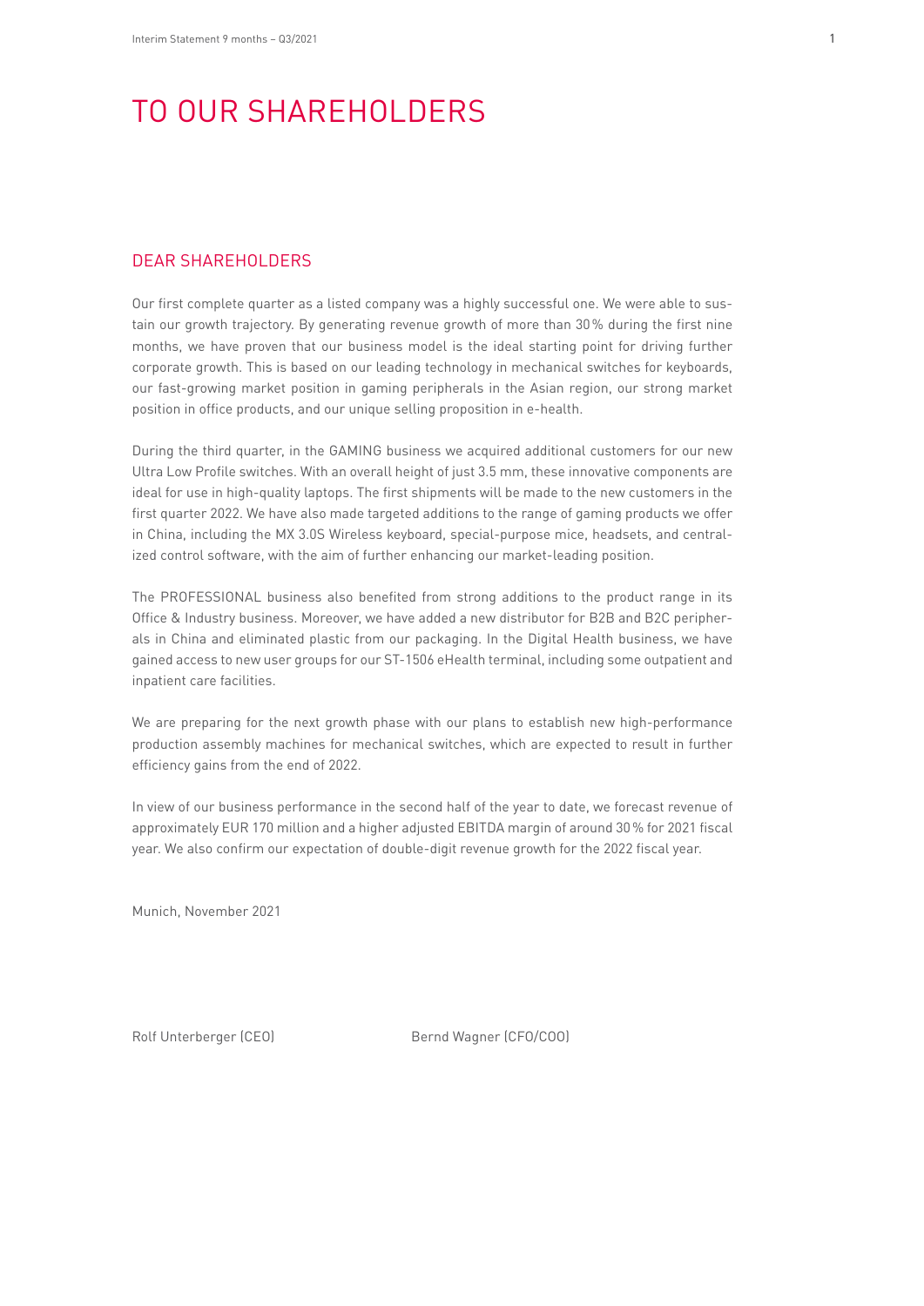# TO OUR SHAREHOLDERS

## DEAR SHAREHOLDERS

Our first complete quarter as a listed company was a highly successful one. We were able to sustain our growth trajectory. By generating revenue growth of more than 30 % during the first nine months, we have proven that our business model is the ideal starting point for driving further corporate growth. This is based on our leading technology in mechanical switches for keyboards, our fast-growing market position in gaming peripherals in the Asian region, our strong market position in office products, and our unique selling proposition in e-health.

During the third quarter, in the GAMING business we acquired additional customers for our new Ultra Low Profile switches. With an overall height of just 3.5 mm, these innovative components are ideal for use in high-quality laptops. The first shipments will be made to the new customers in the first quarter 2022. We have also made targeted additions to the range of gaming products we offer in China, including the MX 3.0S Wireless keyboard, special-purpose mice, headsets, and centralized control software, with the aim of further enhancing our market-leading position.

The PROFESSIONAL business also benefited from strong additions to the product range in its Office & Industry business. Moreover, we have added a new distributor for B2B and B2C peripherals in China and eliminated plastic from our packaging. In the Digital Health business, we have gained access to new user groups for our ST-1506 eHealth terminal, including some outpatient and inpatient care facilities.

We are preparing for the next growth phase with our plans to establish new high-performance production assembly machines for mechanical switches, which are expected to result in further efficiency gains from the end of 2022.

In view of our business performance in the second half of the year to date, we forecast revenue of approximately EUR 170 million and a higher adjusted EBITDA margin of around 30 % for 2021 fiscal year. We also confirm our expectation of double-digit revenue growth for the 2022 fiscal year.

Munich, November 2021

Rolf Unterberger (CEO)

Bernd Wagner (CFO/COO)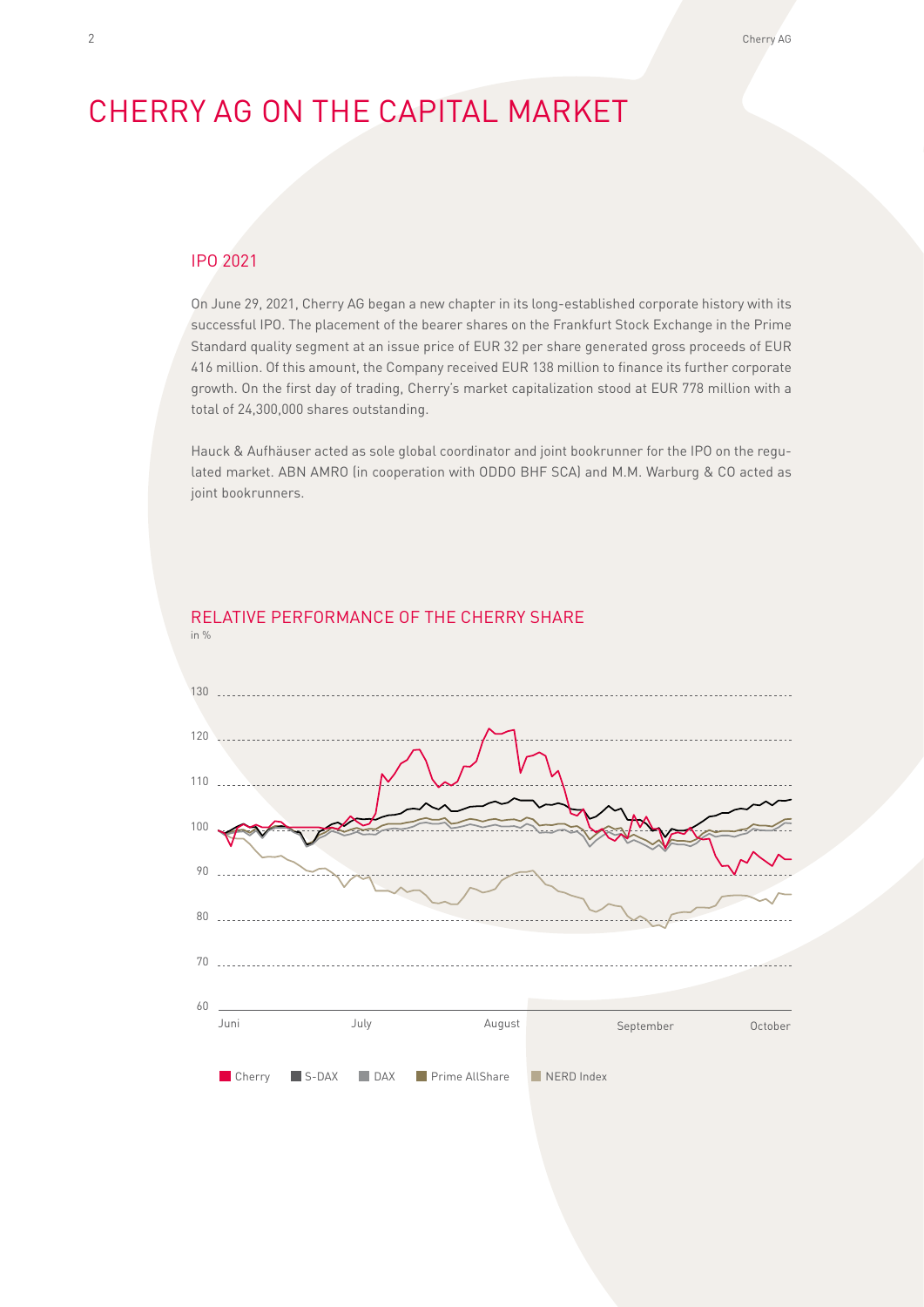# CHERRY AG ON THE CAPITAL MARKET

## IPO 2021

On June 29, 2021, Cherry AG began a new chapter in its long-established corporate history with its successful IPO. The placement of the bearer shares on the Frankfurt Stock Exchange in the Prime Standard quality segment at an issue price of EUR 32 per share generated gross proceeds of EUR 416 million. Of this amount, the Company received EUR 138 million to finance its further corporate growth. On the first day of trading, Cherry's market capitalization stood at EUR 778 million with a total of 24,300,000 shares outstanding.

Hauck & Aufhäuser acted as sole global coordinator and joint bookrunner for the IPO on the regulated market. ABN AMRO (in cooperation with ODDO BHF SCA) and M.M. Warburg & CO acted as joint bookrunners.

## RELATIVE PERFORMANCE OF THE CHERRY SHARE

in %

130
120
110
100
90
80
70
60

Juni July August September October

Cherry S-DAX DAX Prime AllShare NERD Index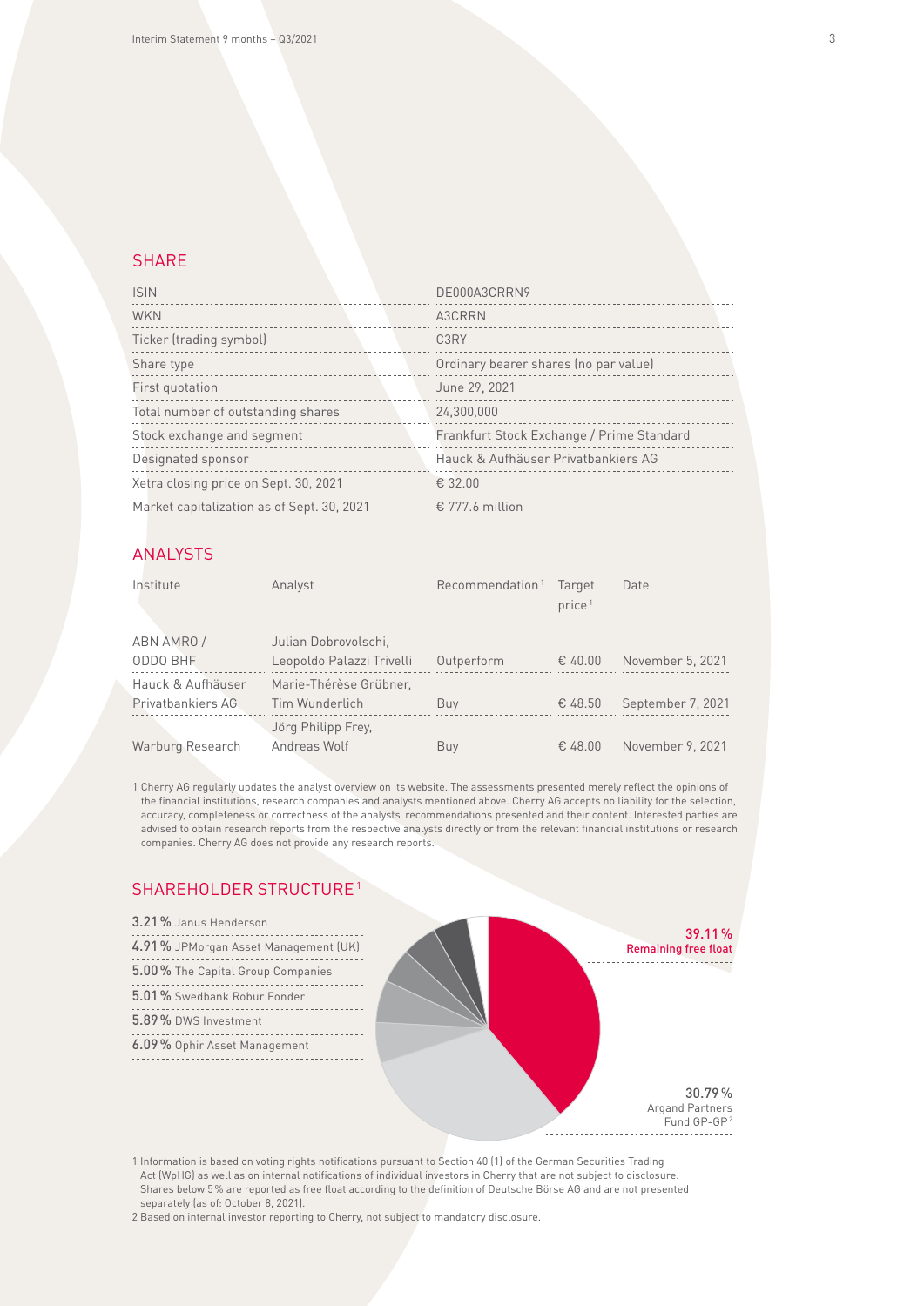## SHARE

| | |
|---|---|
| ISIN | DE000A3CRRN9 |
| WKN | A3CRRN |
| Ticker (trading symbol) | C3RY |
| Share type | Ordinary bearer shares (no par value) |
| First quotation | June 29, 2021 |
| Total number of outstanding shares | 24,300,000 |
| Stock exchange and segment | Frankfurt Stock Exchange / Prime Standard |
| Designated sponsor | Hauck & Aufhäuser Privatbankiers AG |
| Xetra closing price on Sept. 30, 2021 | € 32.00 |
| Market capitalization as of Sept. 30, 2021 | € 777.6 million |

## ANALYSTS

| Institute | Analyst | Recommendation [1] | Target price [1] | Date |
|---|---|---|---|---|
| ABN AMRO / ODDO BHF | Julian Dobrovolschi, Leopoldo Palazzi Trivelli | Outperform | € 40.00 | November 5, 2021 |
| Hauck & Aufhäuser Privatbankiers AG | Marie-Thérèse Grübner, Tim Wunderlich | Buy | € 48.50 | September 7, 2021 |
| Warburg Research | Jörg Philipp Frey, Andreas Wolf | Buy | € 48.00 | November 9, 2021 |

1 Cherry AG regularly updates the analyst overview on its website. The assessments presented merely reflect the opinions of the financial institutions, research companies and analysts mentioned above. Cherry AG accepts no liability for the selection, accuracy, completeness or correctness of the analysts' recommendations presented and their content. Interested parties are advised to obtain research reports from the respective analysts directly or from the relevant financial institutions or research companies. Cherry AG does not provide any research reports.

## SHAREHOLDER STRUCTURE [1]

- **3.21 %** Janus Henderson
- **4.91 %** JPMorgan Asset Management (UK)
- **5.00 %** The Capital Group Companies
- **5.01 %** Swedbank Robur Fonder
- **5.89 %** DWS Investment
- **6.09 %** Ophir Asset Management
- **39.11 %** Remaining free float
- **30.79 %** Argand Partners Fund GP-GP [2]

1 Information is based on voting rights notifications pursuant to Section 40 (1) of the German Securities Trading Act (WpHG) as well as on internal notifications of individual investors in Cherry that are not subject to disclosure. Shares below 5% are reported as free float according to the definition of Deutsche Börse AG and are not presented separately (as of: October 8, 2021).

2 Based on internal investor reporting to Cherry, not subject to mandatory disclosure.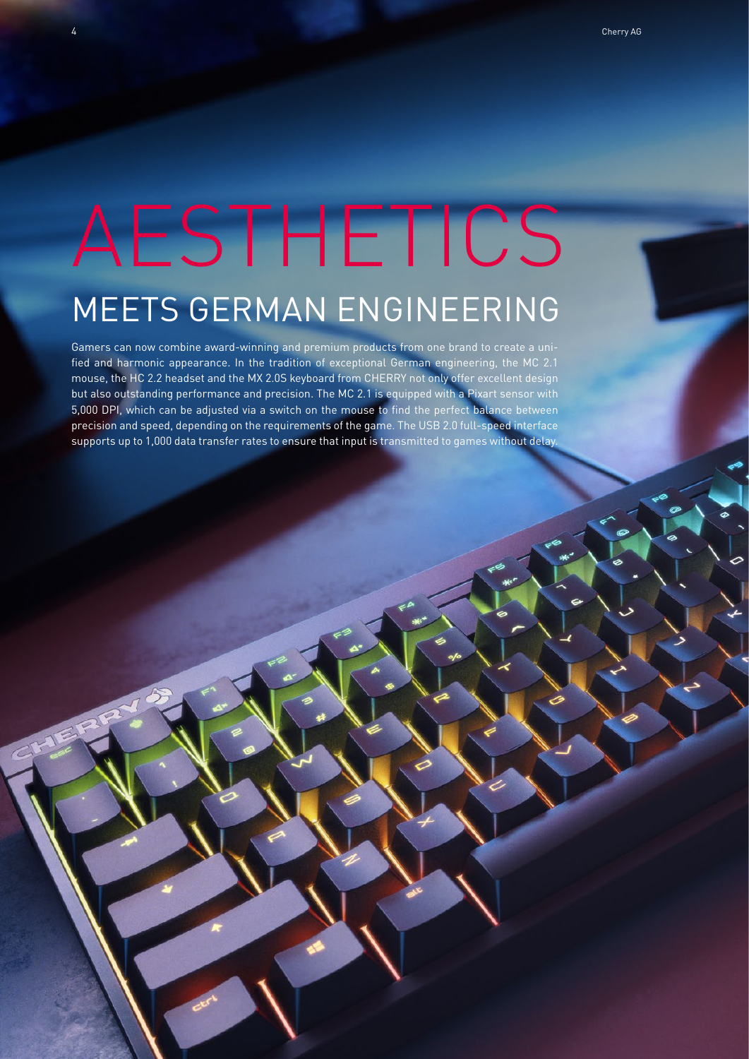# AESTHETICS

## MEETS GERMAN ENGINEERING

Gamers can now combine award-winning and premium products from one brand to create a unified and harmonic appearance. In the tradition of exceptional German engineering, the MC 2.1 mouse, the HC 2.2 headset and the MX 2.0S keyboard from CHERRY not only offer excellent design but also outstanding performance and precision. The MC 2.1 is equipped with a Pixart sensor with 5,000 DPI, which can be adjusted via a switch on the mouse to find the perfect balance between precision and speed, depending on the requirements of the game. The USB 2.0 full-speed interface supports up to 1,000 data transfer rates to ensure that input is transmitted to games without delay.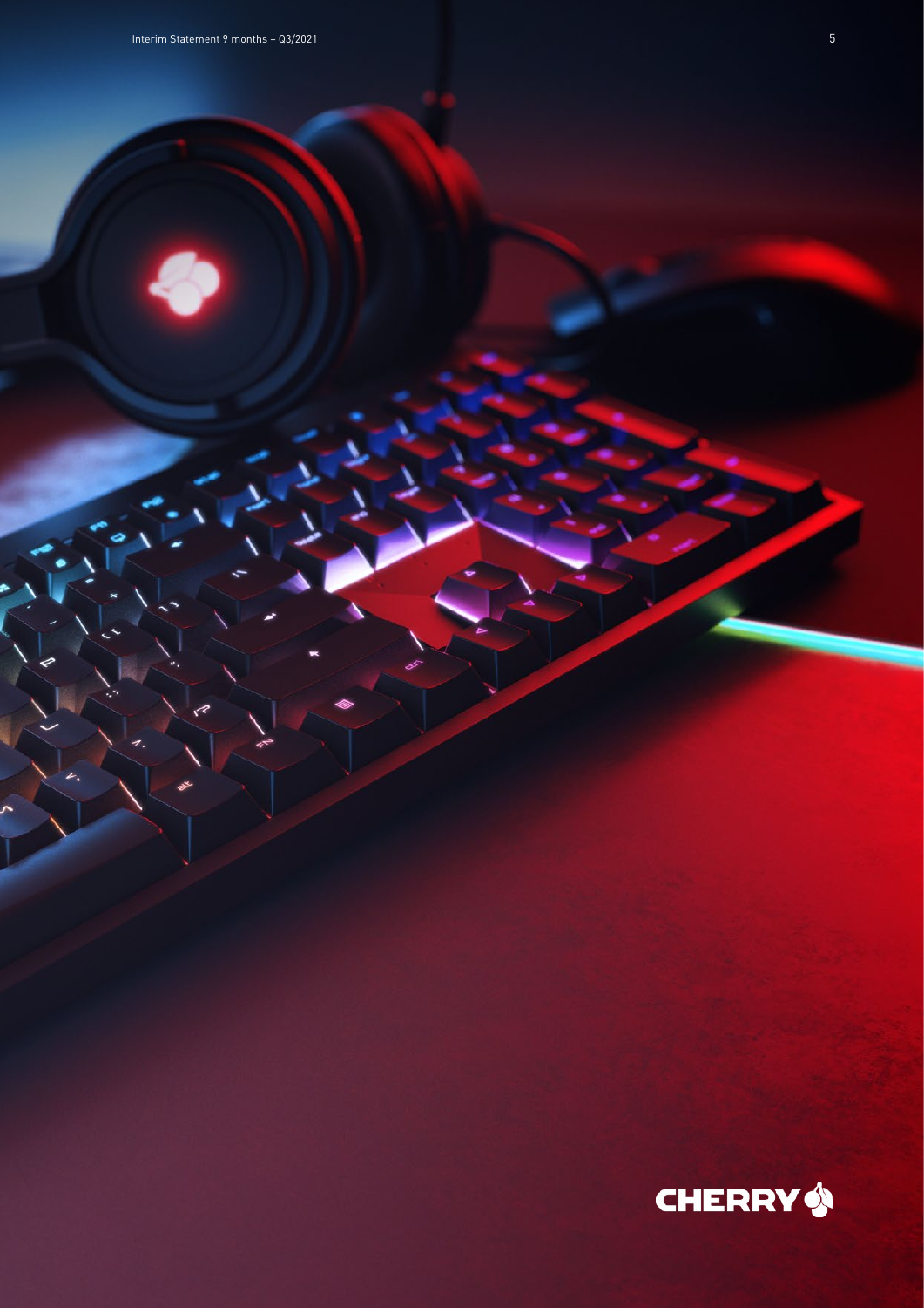CHERRY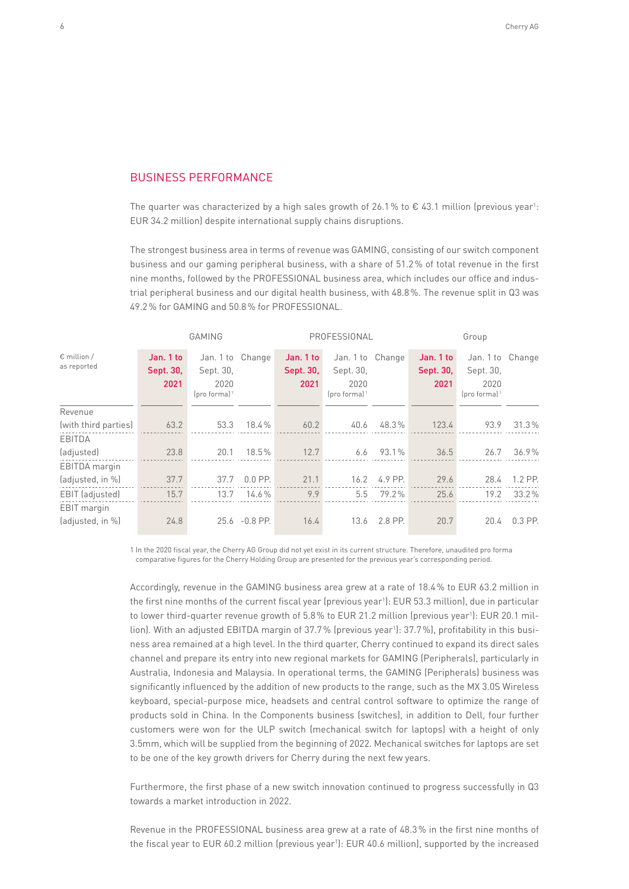## BUSINESS PERFORMANCE

The quarter was characterized by a high sales growth of 26.1% to € 43.1 million (previous year[1]: EUR 34.2 million) despite international supply chains disruptions.

The strongest business area in terms of revenue was GAMING, consisting of our switch component business and our gaming peripheral business, with a share of 51.2% of total revenue in the first nine months, followed by the PROFESSIONAL business area, which includes our office and industrial peripheral business and our digital health business, with 48.8%. The revenue split in Q3 was 49.2% for GAMING and 50.8% for PROFESSIONAL.

| | GAMING | | | PROFESSIONAL | | | Group | | |
|---|---|---|---|---|---|---|---|---|---|
| € million / as reported | Jan. 1 to Sept. 30, 2021 | Jan. 1 to Sept. 30, 2020 (pro forma)[1] | Change | Jan. 1 to Sept. 30, 2021 | Jan. 1 to Sept. 30, 2020 (pro forma)[1] | Change | Jan. 1 to Sept. 30, 2021 | Jan. 1 to Sept. 30, 2020 (pro forma)[1] | Change |
| Revenue (with third parties) | 63.2 | 53.3 | 18.4% | 60.2 | 40.6 | 48.3% | 123.4 | 93.9 | 31.3% |
| EBITDA (adjusted) | 23.8 | 20.1 | 18.5% | 12.7 | 6.6 | 93.1% | 36.5 | 26.7 | 36.9% |
| EBITDA margin (adjusted, in %) | 37.7 | 37.7 | 0.0 PP. | 21.1 | 16.2 | 4.9 PP. | 29.6 | 28.4 | 1.2 PP. |
| EBIT (adjusted) | 15.7 | 13.7 | 14.6% | 9.9 | 5.5 | 79.2% | 25.6 | 19.2 | 33.2% |
| EBIT margin (adjusted, in %) | 24.8 | 25.6 | -0.8 PP. | 16.4 | 13.6 | 2.8 PP. | 20.7 | 20.4 | 0.3 PP. |

1 In the 2020 fiscal year, the Cherry AG Group did not yet exist in its current structure. Therefore, unaudited pro forma comparative figures for the Cherry Holding Group are presented for the previous year's corresponding period.

Accordingly, revenue in the GAMING business area grew at a rate of 18.4% to EUR 63.2 million in the first nine months of the current fiscal year (previous year[1]): EUR 53.3 million), due in particular to lower third-quarter revenue growth of 5.8% to EUR 21.2 million (previous year[1]): EUR 20.1 million). With an adjusted EBITDA margin of 37.7% (previous year[1]): 37.7%), profitability in this business area remained at a high level. In the third quarter, Cherry continued to expand its direct sales channel and prepare its entry into new regional markets for GAMING (Peripherals), particularly in Australia, Indonesia and Malaysia. In operational terms, the GAMING (Peripherals) business was significantly influenced by the addition of new products to the range, such as the MX 3.0S Wireless keyboard, special-purpose mice, headsets and central control software to optimize the range of products sold in China. In the Components business (switches), in addition to Dell, four further customers were won for the ULP switch (mechanical switch for laptops) with a height of only 3.5mm, which will be supplied from the beginning of 2022. Mechanical switches for laptops are set to be one of the key growth drivers for Cherry during the next few years.

Furthermore, the first phase of a new switch innovation continued to progress successfully in Q3 towards a market introduction in 2022.

Revenue in the PROFESSIONAL business area grew at a rate of 48.3% in the first nine months of the fiscal year to EUR 60.2 million (previous year[1]): EUR 40.6 million), supported by the increased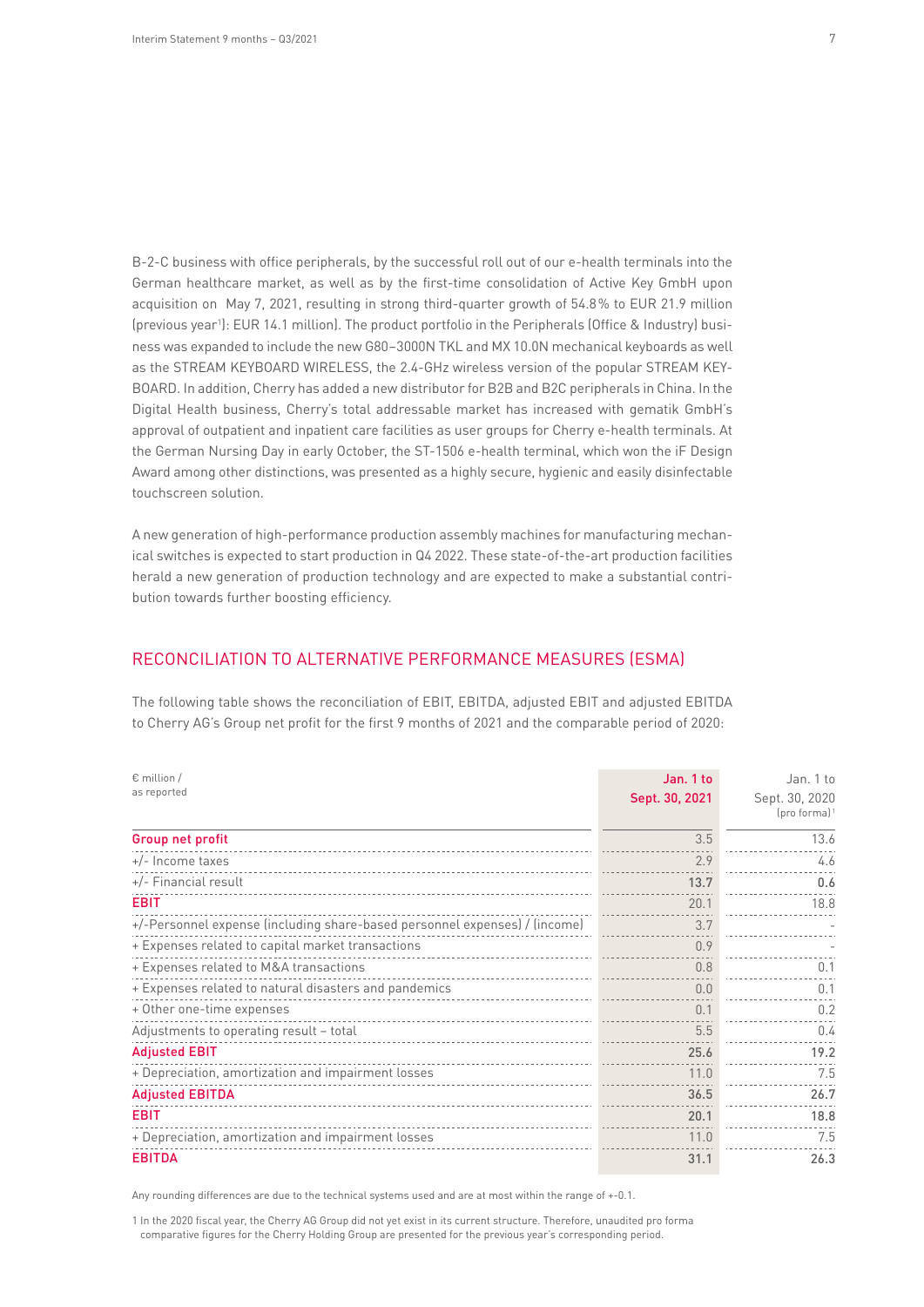B-2-C business with office peripherals, by the successful roll out of our e-health terminals into the German healthcare market, as well as by the first-time consolidation of Active Key GmbH upon acquisition on May 7, 2021, resulting in strong third-quarter growth of 54.8% to EUR 21.9 million (previous year[1]: EUR 14.1 million). The product portfolio in the Peripherals (Office & Industry) business was expanded to include the new G80–3000N TKL and MX 10.0N mechanical keyboards as well as the STREAM KEYBOARD WIRELESS, the 2.4-GHz wireless version of the popular STREAM KEYBOARD. In addition, Cherry has added a new distributor for B2B and B2C peripherals in China. In the Digital Health business, Cherry's total addressable market has increased with gematik GmbH's approval of outpatient and inpatient care facilities as user groups for Cherry e-health terminals. At the German Nursing Day in early October, the ST-1506 e-health terminal, which won the iF Design Award among other distinctions, was presented as a highly secure, hygienic and easily disinfectable touchscreen solution.

A new generation of high-performance production assembly machines for manufacturing mechanical switches is expected to start production in Q4 2022. These state-of-the-art production facilities herald a new generation of production technology and are expected to make a substantial contribution towards further boosting efficiency.

## RECONCILIATION TO ALTERNATIVE PERFORMANCE MEASURES (ESMA)

The following table shows the reconciliation of EBIT, EBITDA, adjusted EBIT and adjusted EBITDA to Cherry AG's Group net profit for the first 9 months of 2021 and the comparable period of 2020:

| € million / as reported | Jan. 1 to Sept. 30, 2021 | Jan. 1 to Sept. 30, 2020 (pro forma)[1] |
|---|---|---|
| **Group net profit** | 3.5 | 13.6 |
| +/- Income taxes | 2.9 | 4.6 |
| +/- Financial result | **13.7** | **0.6** |
| **EBIT** | 20.1 | 18.8 |
| +/-Personnel expense (including share-based personnel expenses) / (income) | 3.7 | - |
| + Expenses related to capital market transactions | 0.9 | - |
| + Expenses related to M&A transactions | 0.8 | 0.1 |
| + Expenses related to natural disasters and pandemics | 0.0 | 0.1 |
| + Other one-time expenses | 0.1 | 0.2 |
| Adjustments to operating result – total | 5.5 | 0.4 |
| **Adjusted EBIT** | **25.6** | **19.2** |
| + Depreciation, amortization and impairment losses | 11.0 | 7.5 |
| **Adjusted EBITDA** | **36.5** | **26.7** |
| **EBIT** | **20.1** | **18.8** |
| + Depreciation, amortization and impairment losses | 11.0 | 7.5 |
| **EBITDA** | **31.1** | **26.3** |

Any rounding differences are due to the technical systems used and are at most within the range of +-0.1.

1 In the 2020 fiscal year, the Cherry AG Group did not yet exist in its current structure. Therefore, unaudited pro forma comparative figures for the Cherry Holding Group are presented for the previous year's corresponding period.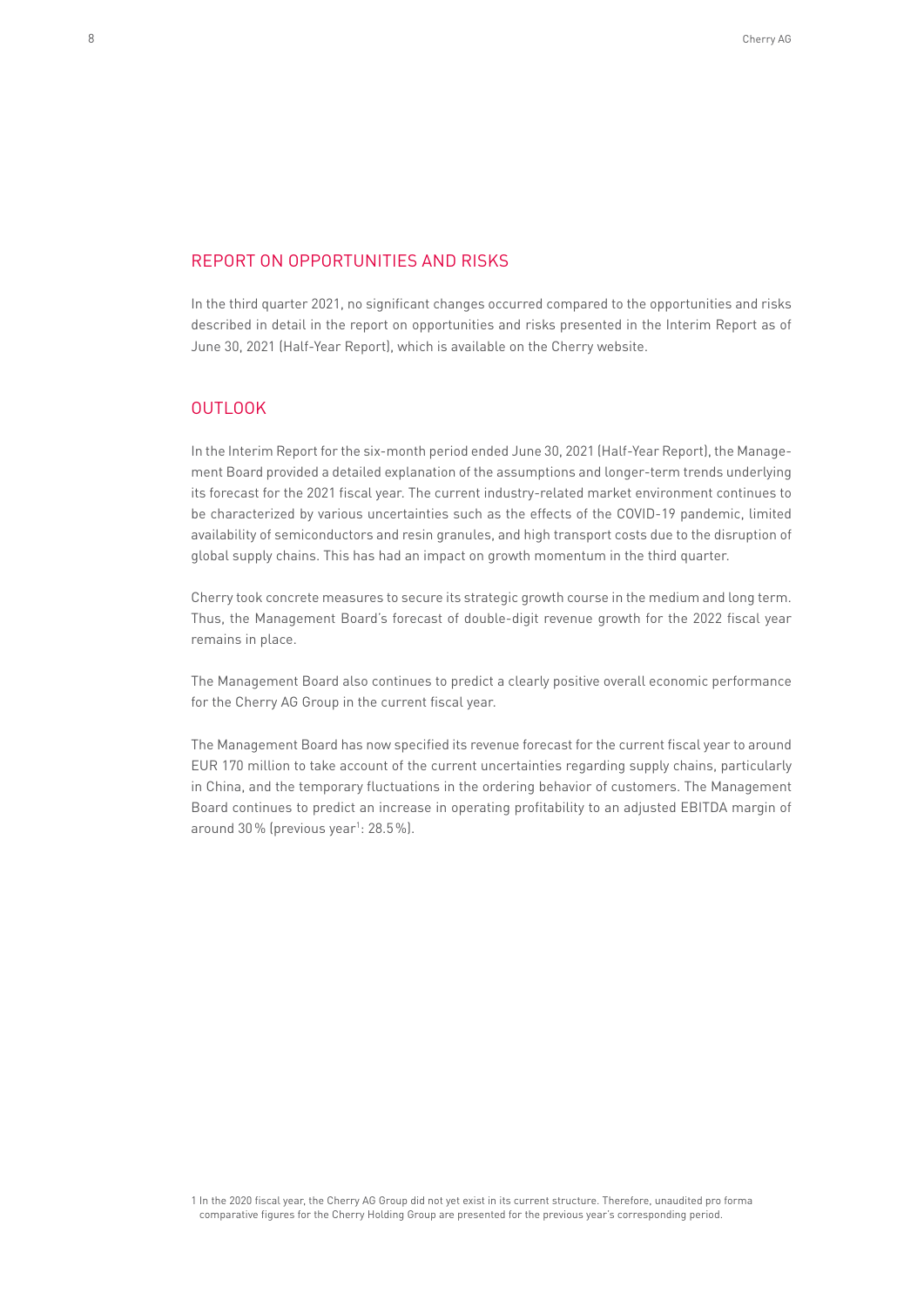## REPORT ON OPPORTUNITIES AND RISKS

In the third quarter 2021, no significant changes occurred compared to the opportunities and risks described in detail in the report on opportunities and risks presented in the Interim Report as of June 30, 2021 (Half-Year Report), which is available on the Cherry website.

## OUTLOOK

In the Interim Report for the six-month period ended June 30, 2021 (Half-Year Report), the Management Board provided a detailed explanation of the assumptions and longer-term trends underlying its forecast for the 2021 fiscal year. The current industry-related market environment continues to be characterized by various uncertainties such as the effects of the COVID-19 pandemic, limited availability of semiconductors and resin granules, and high transport costs due to the disruption of global supply chains. This has had an impact on growth momentum in the third quarter.

Cherry took concrete measures to secure its strategic growth course in the medium and long term. Thus, the Management Board's forecast of double-digit revenue growth for the 2022 fiscal year remains in place.

The Management Board also continues to predict a clearly positive overall economic performance for the Cherry AG Group in the current fiscal year.

The Management Board has now specified its revenue forecast for the current fiscal year to around EUR 170 million to take account of the current uncertainties regarding supply chains, particularly in China, and the temporary fluctuations in the ordering behavior of customers. The Management Board continues to predict an increase in operating profitability to an adjusted EBITDA margin of around 30 % (previous year[1]: 28.5 %).

1 In the 2020 fiscal year, the Cherry AG Group did not yet exist in its current structure. Therefore, unaudited pro forma comparative figures for the Cherry Holding Group are presented for the previous year's corresponding period.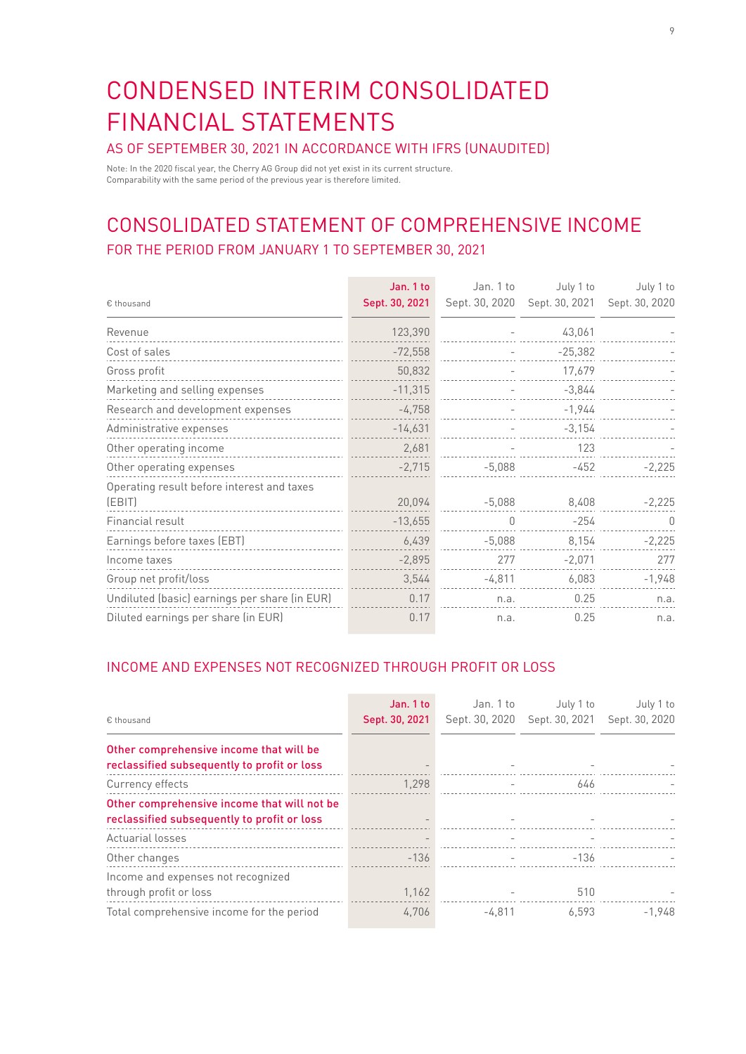# CONDENSED INTERIM CONSOLIDATED FINANCIAL STATEMENTS

AS OF SEPTEMBER 30, 2021 IN ACCORDANCE WITH IFRS (UNAUDITED)

Note: In the 2020 fiscal year, the Cherry AG Group did not yet exist in its current structure.
Comparability with the same period of the previous year is therefore limited.

## CONSOLIDATED STATEMENT OF COMPREHENSIVE INCOME

FOR THE PERIOD FROM JANUARY 1 TO SEPTEMBER 30, 2021

| € thousand | Jan. 1 to Sept. 30, 2021 | Jan. 1 to Sept. 30, 2020 | July 1 to Sept. 30, 2021 | July 1 to Sept. 30, 2020 |
|---|---|---|---|---|
| Revenue | 123,390 | - | 43,061 | - |
| Cost of sales | -72,558 | - | -25,382 | - |
| Gross profit | 50,832 | - | 17,679 | - |
| Marketing and selling expenses | -11,315 | - | -3,844 | - |
| Research and development expenses | -4,758 | - | -1,944 | - |
| Administrative expenses | -14,631 | - | -3,154 | - |
| Other operating income | 2,681 | - | 123 | - |
| Other operating expenses | -2,715 | -5,088 | -452 | -2,225 |
| Operating result before interest and taxes (EBIT) | 20,094 | -5,088 | 8,408 | -2,225 |
| Financial result | -13,655 | 0 | -254 | 0 |
| Earnings before taxes (EBT) | 6,439 | -5,088 | 8,154 | -2,225 |
| Income taxes | -2,895 | 277 | -2,071 | 277 |
| Group net profit/loss | 3,544 | -4,811 | 6,083 | -1,948 |
| Undiluted (basic) earnings per share (in EUR) | 0.17 | n.a. | 0.25 | n.a. |
| Diluted earnings per share (in EUR) | 0.17 | n.a. | 0.25 | n.a. |

### INCOME AND EXPENSES NOT RECOGNIZED THROUGH PROFIT OR LOSS

| € thousand | Jan. 1 to Sept. 30, 2021 | Jan. 1 to Sept. 30, 2020 | July 1 to Sept. 30, 2021 | July 1 to Sept. 30, 2020 |
|---|---|---|---|---|
| **Other comprehensive income that will be reclassified subsequently to profit or loss** | - | - | - | - |
| Currency effects | 1,298 | - | 646 | - |
| **Other comprehensive income that will not be reclassified subsequently to profit or loss** | - | - | - | - |
| Actuarial losses | - | - | - | - |
| Other changes | -136 | - | -136 | - |
| Income and expenses not recognized through profit or loss | 1,162 | - | 510 | - |
| Total comprehensive income for the period | 4,706 | -4,811 | 6,593 | -1,948 |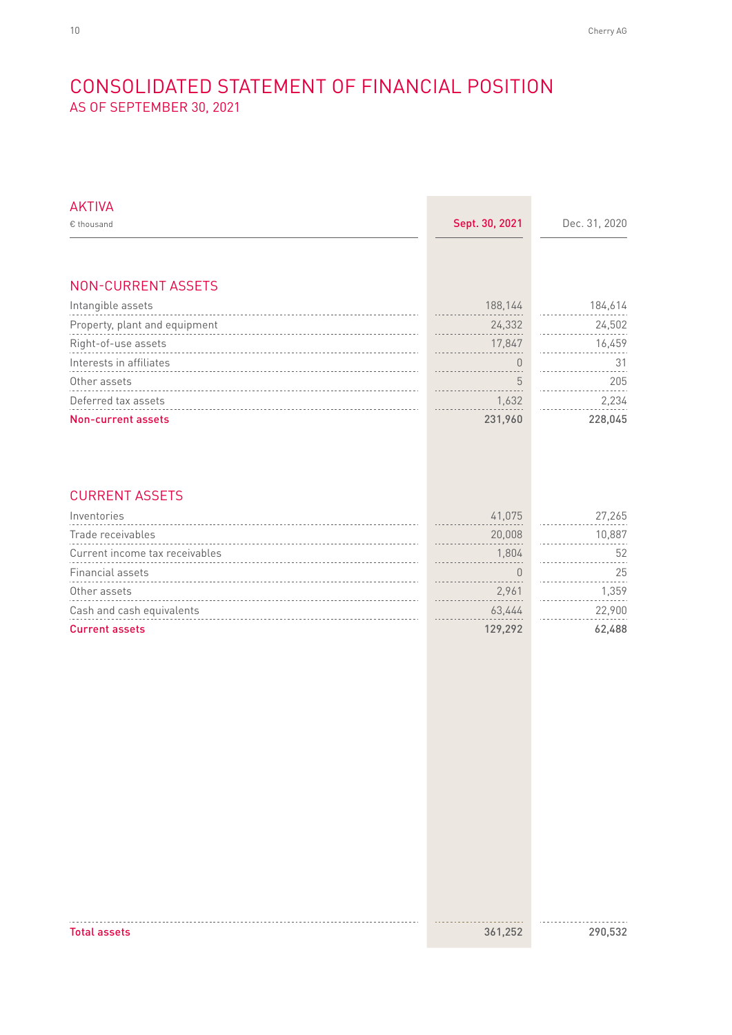# CONSOLIDATED STATEMENT OF FINANCIAL POSITION

## AS OF SEPTEMBER 30, 2021

### AKTIVA

| € thousand | Sept. 30, 2021 | Dec. 31, 2020 |
|---|---|---|
| **NON-CURRENT ASSETS** | | |
| Intangible assets | 188,144 | 184,614 |
| Property, plant and equipment | 24,332 | 24,502 |
| Right-of-use assets | 17,847 | 16,459 |
| Interests in affiliates | 0 | 31 |
| Other assets | 5 | 205 |
| Deferred tax assets | 1,632 | 2,234 |
| **Non-current assets** | **231,960** | **228,045** |
| **CURRENT ASSETS** | | |
| Inventories | 41,075 | 27,265 |
| Trade receivables | 20,008 | 10,887 |
| Current income tax receivables | 1,804 | 52 |
| Financial assets | 0 | 25 |
| Other assets | 2,961 | 1,359 |
| Cash and cash equivalents | 63,444 | 22,900 |
| **Current assets** | **129,292** | **62,488** |
| **Total assets** | **361,252** | **290,532** |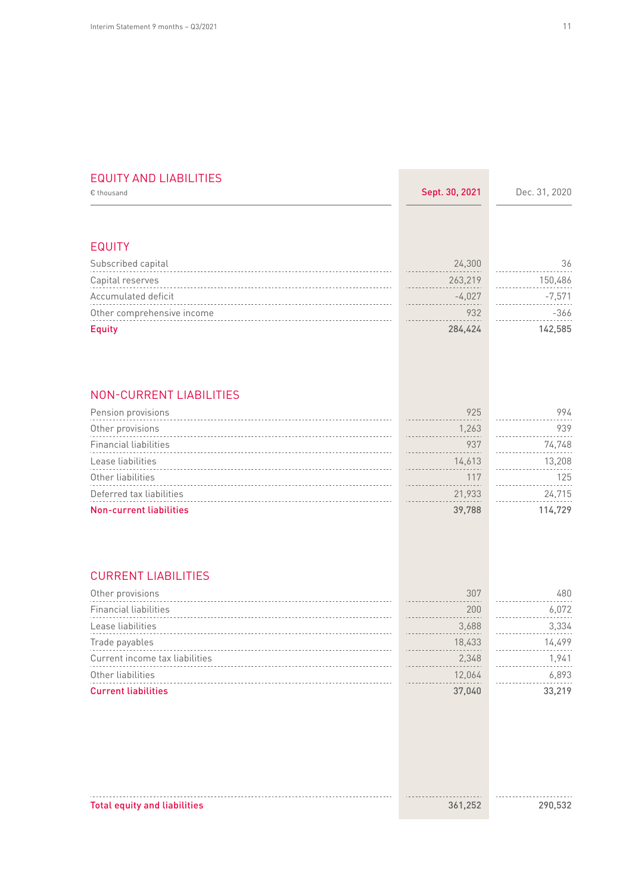## EQUITY AND LIABILITIES

| € thousand | Sept. 30, 2021 | Dec. 31, 2020 |
|---|---|---|
| **EQUITY** | | |
| Subscribed capital | 24,300 | 36 |
| Capital reserves | 263,219 | 150,486 |
| Accumulated deficit | -4,027 | -7,571 |
| Other comprehensive income | 932 | -366 |
| **Equity** | **284,424** | **142,585** |
| **NON-CURRENT LIABILITIES** | | |
| Pension provisions | 925 | 994 |
| Other provisions | 1,263 | 939 |
| Financial liabilities | 937 | 74,748 |
| Lease liabilities | 14,613 | 13,208 |
| Other liabilities | 117 | 125 |
| Deferred tax liabilities | 21,933 | 24,715 |
| **Non-current liabilities** | **39,788** | **114,729** |
| **CURRENT LIABILITIES** | | |
| Other provisions | 307 | 480 |
| Financial liabilities | 200 | 6,072 |
| Lease liabilities | 3,688 | 3,334 |
| Trade payables | 18,433 | 14,499 |
| Current income tax liabilities | 2,348 | 1,941 |
| Other liabilities | 12,064 | 6,893 |
| **Current liabilities** | **37,040** | **33,219** |
| **Total equity and liabilities** | **361,252** | **290,532** |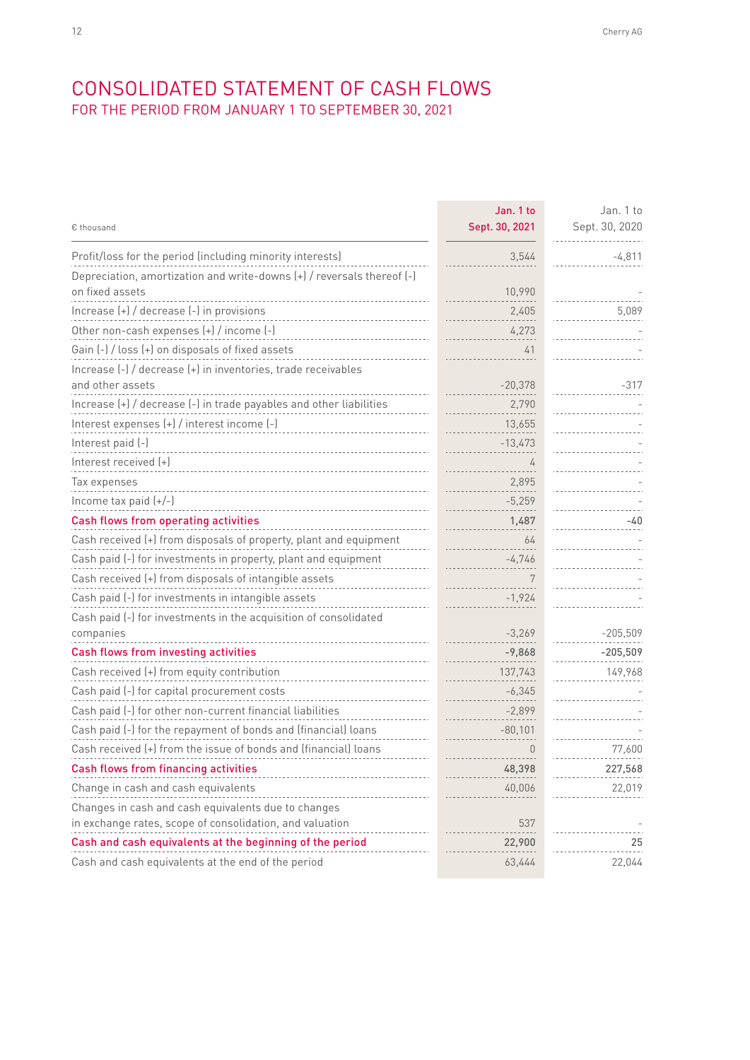# CONSOLIDATED STATEMENT OF CASH FLOWS

## FOR THE PERIOD FROM JANUARY 1 TO SEPTEMBER 30, 2021

| € thousand | Jan. 1 to Sept. 30, 2021 | Jan. 1 to Sept. 30, 2020 |
|---|---|---|
| Profit/loss for the period (including minority interests) | 3,544 | -4,811 |
| Depreciation, amortization and write-downs (+) / reversals thereof (-) on fixed assets | 10,990 | - |
| Increase (+) / decrease (-) in provisions | 2,405 | 5,089 |
| Other non-cash expenses (+) / income (-) | 4,273 | - |
| Gain (-) / loss (+) on disposals of fixed assets | 41 | - |
| Increase (-) / decrease (+) in inventories, trade receivables and other assets | -20,378 | -317 |
| Increase (+) / decrease (-) in trade payables and other liabilities | 2,790 | - |
| Interest expenses (+) / interest income (-) | 13,655 | - |
| Interest paid (-) | -13,473 | - |
| Interest received (+) | 4 | - |
| Tax expenses | 2,895 | - |
| Income tax paid (+/-) | -5,259 | - |
| **Cash flows from operating activities** | **1,487** | **-40** |
| Cash received (+) from disposals of property, plant and equipment | 64 | - |
| Cash paid (-) for investments in property, plant and equipment | -4,746 | - |
| Cash received (+) from disposals of intangible assets | 7 | - |
| Cash paid (-) for investments in intangible assets | -1,924 | - |
| Cash paid (-) for investments in the acquisition of consolidated companies | -3,269 | -205,509 |
| **Cash flows from investing activities** | **-9,868** | **-205,509** |
| Cash received (+) from equity contribution | 137,743 | 149,968 |
| Cash paid (-) for capital procurement costs | -6,345 | - |
| Cash paid (-) for other non-current financial liabilities | -2,899 | - |
| Cash paid (-) for the repayment of bonds and (financial) loans | -80,101 | - |
| Cash received (+) from the issue of bonds and (financial) loans | 0 | 77,600 |
| **Cash flows from financing activities** | **48,398** | **227,568** |
| Change in cash and cash equivalents | 40,006 | 22,019 |
| Changes in cash and cash equivalents due to changes in exchange rates, scope of consolidation, and valuation | 537 | - |
| **Cash and cash equivalents at the beginning of the period** | **22,900** | **25** |
| Cash and cash equivalents at the end of the period | 63,444 | 22,044 |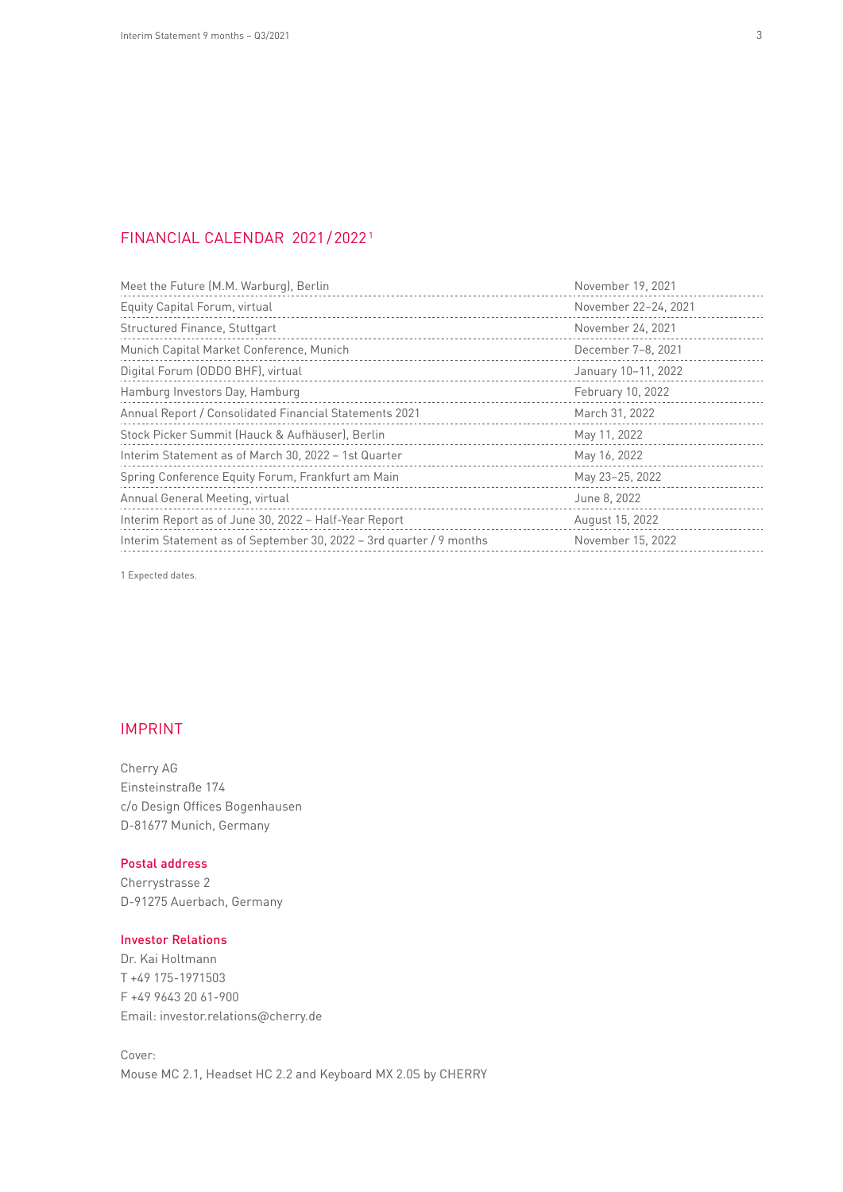## FINANCIAL CALENDAR 2021/2022[1]

| | |
|---|---|
| Meet the Future (M.M. Warburg), Berlin | November 19, 2021 |
| Equity Capital Forum, virtual | November 22–24, 2021 |
| Structured Finance, Stuttgart | November 24, 2021 |
| Munich Capital Market Conference, Munich | December 7–8, 2021 |
| Digital Forum (ODDO BHF), virtual | January 10–11, 2022 |
| Hamburg Investors Day, Hamburg | February 10, 2022 |
| Annual Report / Consolidated Financial Statements 2021 | March 31, 2022 |
| Stock Picker Summit (Hauck & Aufhäuser), Berlin | May 11, 2022 |
| Interim Statement as of March 30, 2022 – 1st Quarter | May 16, 2022 |
| Spring Conference Equity Forum, Frankfurt am Main | May 23–25, 2022 |
| Annual General Meeting, virtual | June 8, 2022 |
| Interim Report as of June 30, 2022 – Half-Year Report | August 15, 2022 |
| Interim Statement as of September 30, 2022 – 3rd quarter / 9 months | November 15, 2022 |

1 Expected dates.

## IMPRINT

Cherry AG
Einsteinstraße 174
c/o Design Offices Bogenhausen
D-81677 Munich, Germany

**Postal address**
Cherrystrasse 2
D-91275 Auerbach, Germany

**Investor Relations**
Dr. Kai Holtmann
T +49 175-1971503
F +49 9643 20 61-900
Email: investor.relations@cherry.de

Cover:
Mouse MC 2.1, Headset HC 2.2 and Keyboard MX 2.0S by CHERRY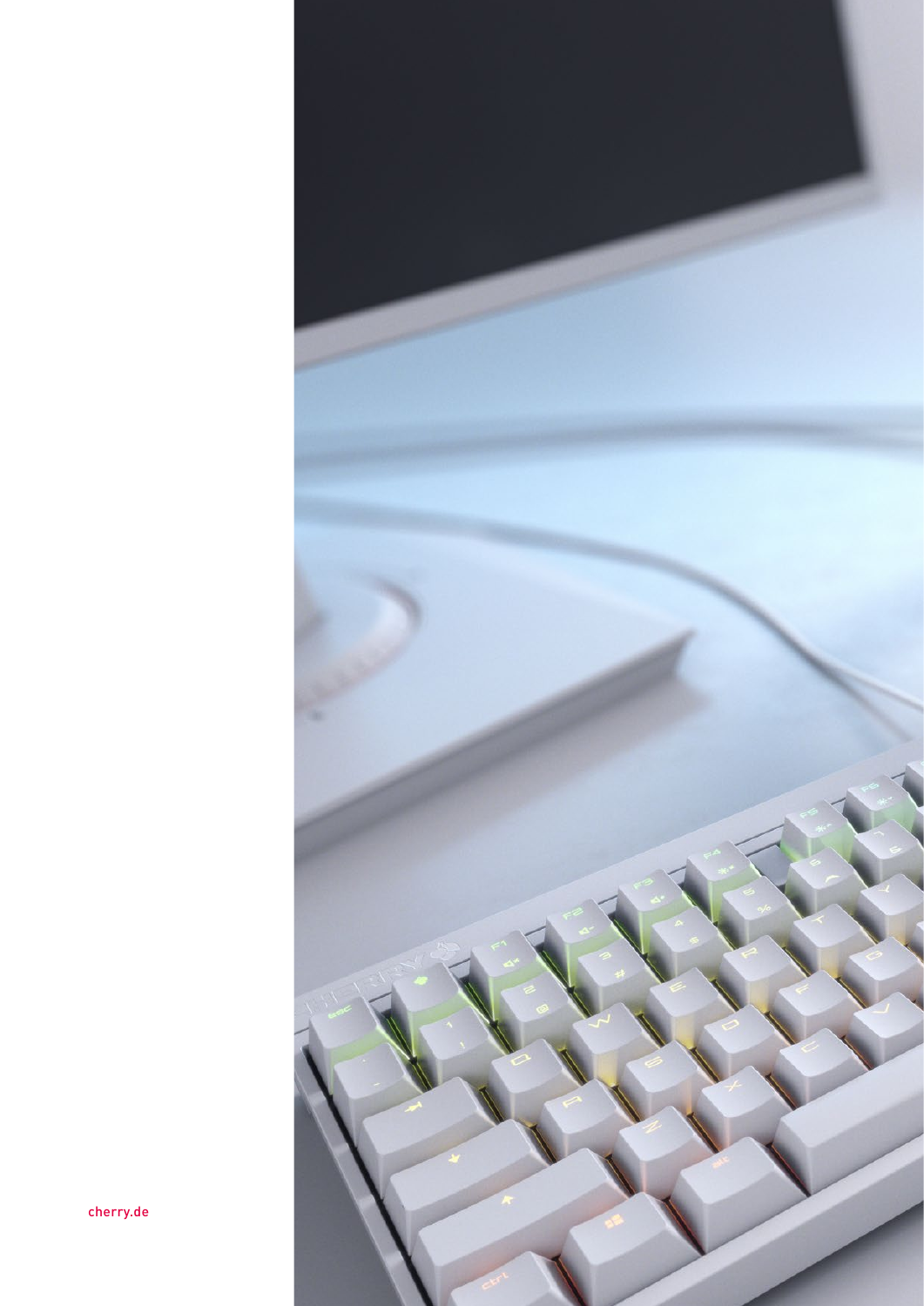cherry.de